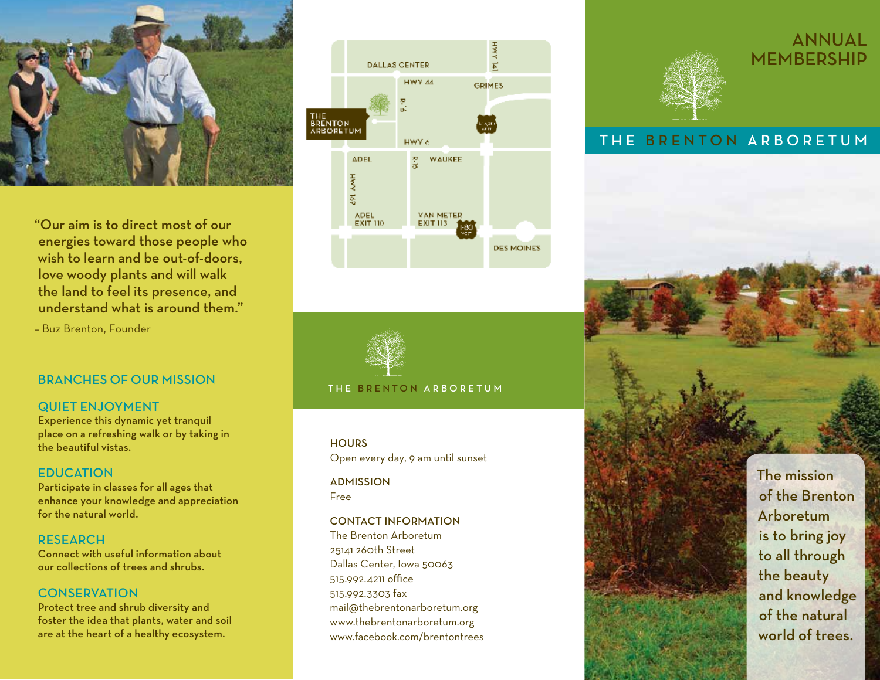"Our aim is to direct most of our energies toward those people who wish to learn and be out-of-doors, love woody plants and will walk the land to feel its presence, and understand what is around them."

– Buz Brenton, Founder

## BRANCHES OF OUR MISSION

### QUIET ENJOYMENT

Experience this dynamic yet tranquil place on a refreshing walk or by taking in the beautiful vistas.

### EDUCATION

Participate in classes for all ages that enhance your knowledge and appreciation for the natural world.

### RESEARCH

Connect with useful information about our collections of trees and shrubs.

### CONSERVATION

Protect tree and shrub diversity and foster the idea that plants, water and soil are at the heart of a healthy ecosystem.

DALLAS CENTER · HWY 44 · GRIMES · HWY 141 · R-16 · THE BRENTON ARBORETUM · HWY 6 · ADEL · WAUKEE · R-16 · HWY 169 · ADEL EXIT 110 · VAN METER EXIT 113 · I-80 · DES MOINES

THE BRENTON ARBORETUM

### HOURS

Open every day, 9 am until sunset

### ADMISSION

Free

### CONTACT INFORMATION

The Brenton Arboretum
25141 260th Street
Dallas Center, Iowa 50063
515.992.4211 office
515.992.3303 fax
mail@thebrentonarboretum.org
www.thebrentonarboretum.org
www.facebook.com/brentontrees

# ANNUAL MEMBERSHIP

## THE BRENTON ARBORETUM

The mission of the Brenton Arboretum is to bring joy to all through the beauty and knowledge of the natural world of trees.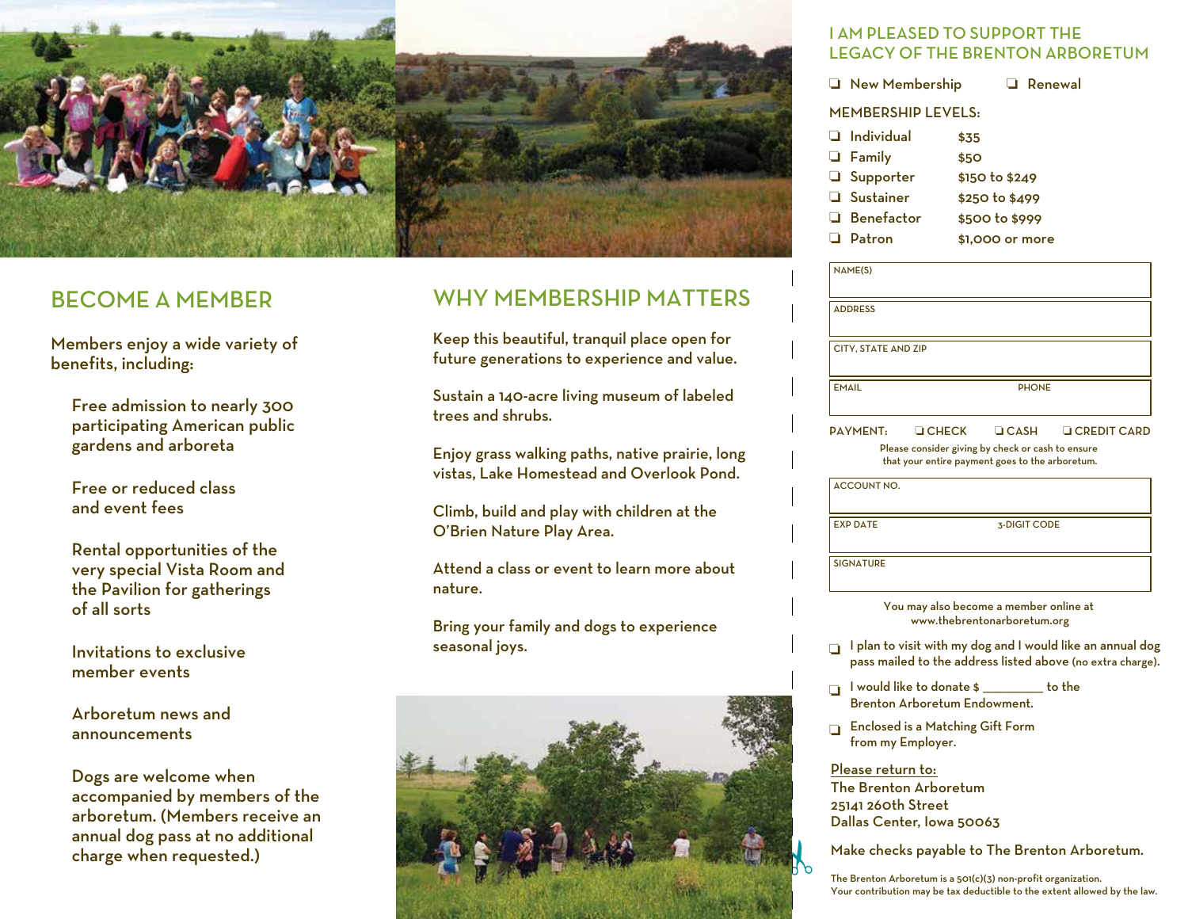## BECOME A MEMBER

Members enjoy a wide variety of benefits, including:

- Free admission to nearly 300 participating American public gardens and arboreta
- Free or reduced class and event fees
- Rental opportunities of the very special Vista Room and the Pavilion for gatherings of all sorts
- Invitations to exclusive member events
- Arboretum news and announcements
- Dogs are welcome when accompanied by members of the arboretum. (Members receive an annual dog pass at no additional charge when requested.)

## WHY MEMBERSHIP MATTERS

Keep this beautiful, tranquil place open for future generations to experience and value.

Sustain a 140-acre living museum of labeled trees and shrubs.

Enjoy grass walking paths, native prairie, long vistas, Lake Homestead and Overlook Pond.

Climb, build and play with children at the O'Brien Nature Play Area.

Attend a class or event to learn more about nature.

Bring your family and dogs to experience seasonal joys.

## I AM PLEASED TO SUPPORT THE LEGACY OF THE BRENTON ARBORETUM

❏ New Membership ❏ Renewal

MEMBERSHIP LEVELS:

| | |
|---|---|
| ❏ Individual | $35 |
| ❏ Family | $50 |
| ❏ Supporter | $150 to $249 |
| ❏ Sustainer | $250 to $499 |
| ❏ Benefactor | $500 to $999 |
| ❏ Patron | $1,000 or more |

NAME(S)

ADDRESS

CITY, STATE AND ZIP

EMAIL PHONE

PAYMENT: ❏ CHECK ❏ CASH ❏ CREDIT CARD

Please consider giving by check or cash to ensure that your entire payment goes to the arboretum.

ACCOUNT NO.

EXP DATE 3-DIGIT CODE

SIGNATURE

You may also become a member online at www.thebrentonarboretum.org

❏ I plan to visit with my dog and I would like an annual dog pass mailed to the address listed above (no extra charge).

❏ I would like to donate $ _________ to the Brenton Arboretum Endowment.

❏ Enclosed is a Matching Gift Form from my Employer.

Please return to:
The Brenton Arboretum
25141 260th Street
Dallas Center, Iowa 50063

Make checks payable to The Brenton Arboretum.

The Brenton Arboretum is a 501(c)(3) non-profit organization. Your contribution may be tax deductible to the extent allowed by the law.